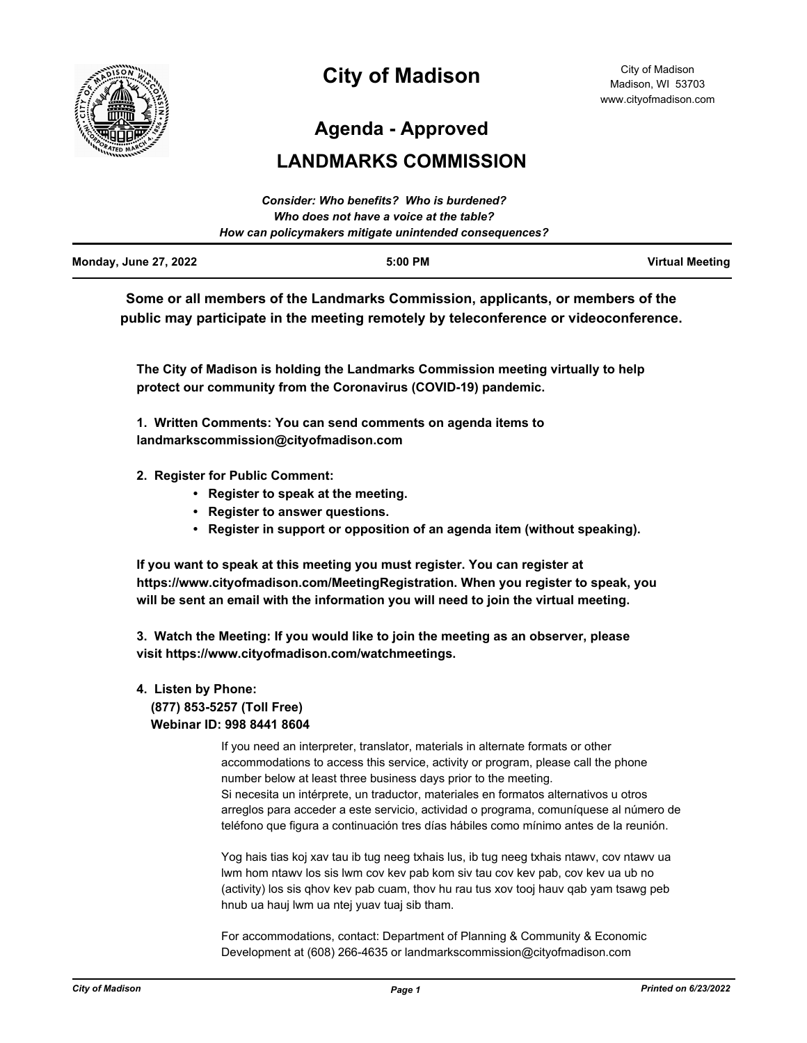# City of Madison

City of Madison
Madison, WI 53703
www.cityofmadison.com

## Agenda - Approved

## LANDMARKS COMMISSION

*Consider: Who benefits? Who is burdened?*
*Who does not have a voice at the table?*
*How can policymakers mitigate unintended consequences?*

| **Monday, June 27, 2022** | **5:00 PM** | **Virtual Meeting** |
|---|---|---|

**Some or all members of the Landmarks Commission, applicants, or members of the public may participate in the meeting remotely by teleconference or videoconference.**

**The City of Madison is holding the Landmarks Commission meeting virtually to help protect our community from the Coronavirus (COVID-19) pandemic.**

**1. Written Comments: You can send comments on agenda items to landmarkscommission@cityofmadison.com**

**2. Register for Public Comment:**

- **Register to speak at the meeting.**
- **Register to answer questions.**
- **Register in support or opposition of an agenda item (without speaking).**

**If you want to speak at this meeting you must register. You can register at https://www.cityofmadison.com/MeetingRegistration. When you register to speak, you will be sent an email with the information you will need to join the virtual meeting.**

**3. Watch the Meeting: If you would like to join the meeting as an observer, please visit https://www.cityofmadison.com/watchmeetings.**

**4. Listen by Phone:**
**(877) 853-5257 (Toll Free)**
**Webinar ID: 998 8441 8604**

If you need an interpreter, translator, materials in alternate formats or other accommodations to access this service, activity or program, please call the phone number below at least three business days prior to the meeting.
Si necesita un intérprete, un traductor, materiales en formatos alternativos u otros arreglos para acceder a este servicio, actividad o programa, comuníquese al número de teléfono que figura a continuación tres días hábiles como mínimo antes de la reunión.

Yog hais tias koj xav tau ib tug neeg txhais lus, ib tug neeg txhais ntawv, cov ntawv ua lwm hom ntawv los sis lwm cov kev pab kom siv tau cov kev pab, cov kev ua ub no (activity) los sis qhov kev pab cuam, thov hu rau tus xov tooj hauv qab yam tsawg peb hnub ua hauj lwm ua ntej yuav tuaj sib tham.

For accommodations, contact: Department of Planning & Community & Economic Development at (608) 266-4635 or landmarkscommission@cityofmadison.com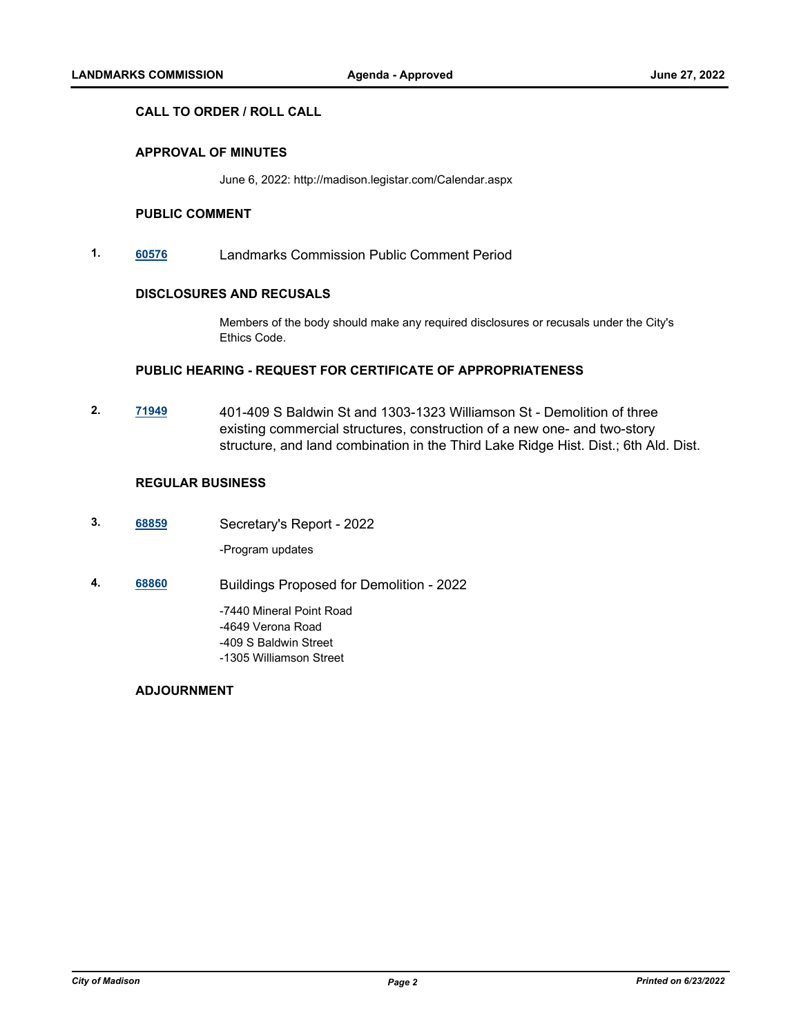### CALL TO ORDER / ROLL CALL

### APPROVAL OF MINUTES

June 6, 2022: http://madison.legistar.com/Calendar.aspx

### PUBLIC COMMENT

1. **60576** Landmarks Commission Public Comment Period

### DISCLOSURES AND RECUSALS

Members of the body should make any required disclosures or recusals under the City's Ethics Code.

### PUBLIC HEARING - REQUEST FOR CERTIFICATE OF APPROPRIATENESS

2. **71949** 401-409 S Baldwin St and 1303-1323 Williamson St - Demolition of three existing commercial structures, construction of a new one- and two-story structure, and land combination in the Third Lake Ridge Hist. Dist.; 6th Ald. Dist.

### REGULAR BUSINESS

3. **68859** Secretary's Report - 2022

   -Program updates

4. **68860** Buildings Proposed for Demolition - 2022

   -7440 Mineral Point Road
   -4649 Verona Road
   -409 S Baldwin Street
   -1305 Williamson Street

### ADJOURNMENT